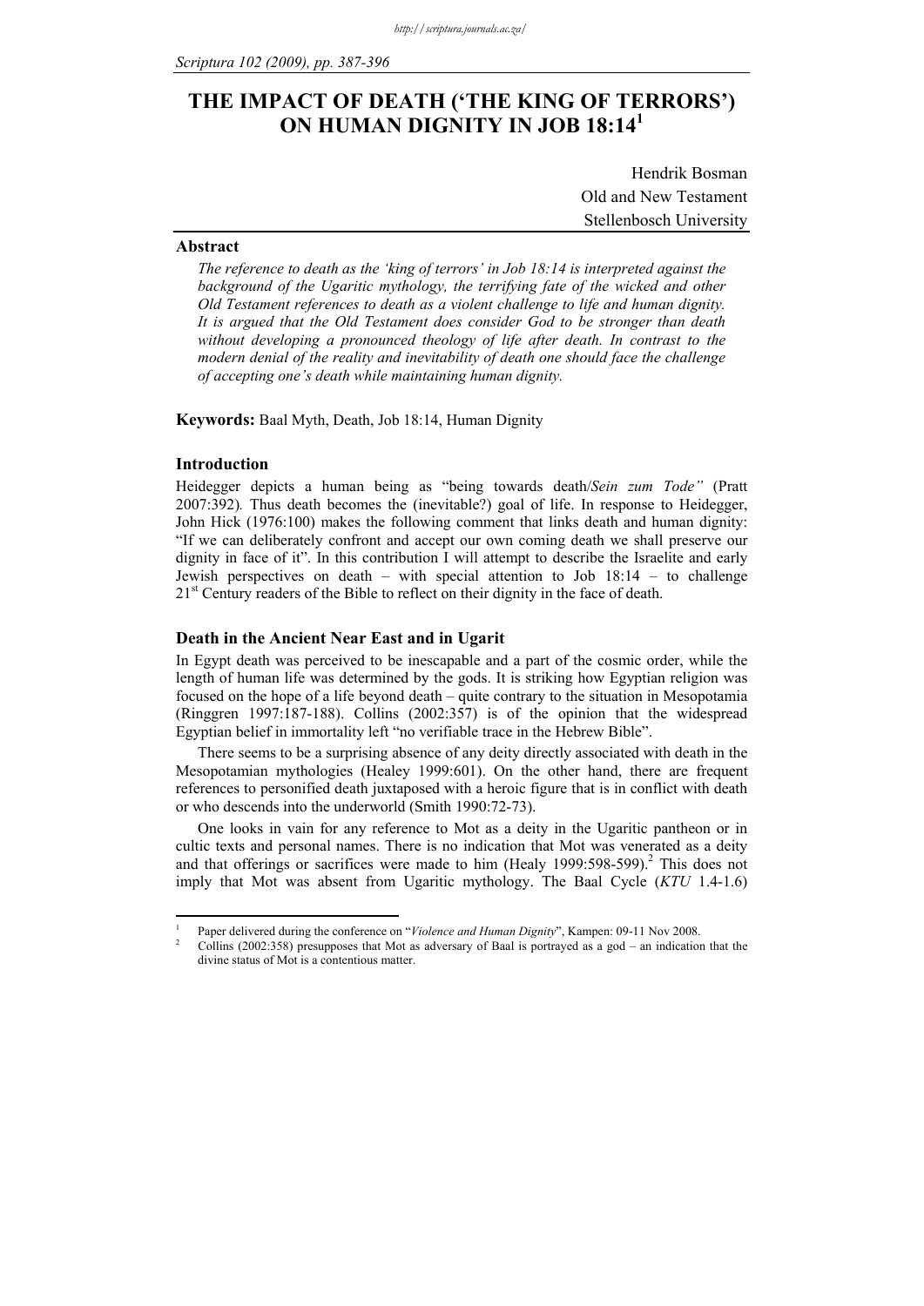# THE IMPACT OF DEATH ('THE KING OF TERRORS') ON HUMAN DIGNITY IN JOB 18:14[1]

Hendrik Bosman
Old and New Testament
Stellenbosch University

## Abstract

*The reference to death as the 'king of terrors' in Job 18:14 is interpreted against the background of the Ugaritic mythology, the terrifying fate of the wicked and other Old Testament references to death as a violent challenge to life and human dignity. It is argued that the Old Testament does consider God to be stronger than death without developing a pronounced theology of life after death. In contrast to the modern denial of the reality and inevitability of death one should face the challenge of accepting one's death while maintaining human dignity.*

**Keywords:** Baal Myth, Death, Job 18:14, Human Dignity

## Introduction

Heidegger depicts a human being as "being towards death/*Sein zum Tode"* (Pratt 2007:392). Thus death becomes the (inevitable?) goal of life. In response to Heidegger, John Hick (1976:100) makes the following comment that links death and human dignity: "If we can deliberately confront and accept our own coming death we shall preserve our dignity in face of it". In this contribution I will attempt to describe the Israelite and early Jewish perspectives on death – with special attention to Job 18:14 – to challenge 21st Century readers of the Bible to reflect on their dignity in the face of death.

## Death in the Ancient Near East and in Ugarit

In Egypt death was perceived to be inescapable and a part of the cosmic order, while the length of human life was determined by the gods. It is striking how Egyptian religion was focused on the hope of a life beyond death – quite contrary to the situation in Mesopotamia (Ringgren 1997:187-188). Collins (2002:357) is of the opinion that the widespread Egyptian belief in immortality left "no verifiable trace in the Hebrew Bible".

There seems to be a surprising absence of any deity directly associated with death in the Mesopotamian mythologies (Healey 1999:601). On the other hand, there are frequent references to personified death juxtaposed with a heroic figure that is in conflict with death or who descends into the underworld (Smith 1990:72-73).

One looks in vain for any reference to Mot as a deity in the Ugaritic pantheon or in cultic texts and personal names. There is no indication that Mot was venerated as a deity and that offerings or sacrifices were made to him (Healy 1999:598-599).[2] This does not imply that Mot was absent from Ugaritic mythology. The Baal Cycle (*KTU* 1.4-1.6)

---

[1] Paper delivered during the conference on "*Violence and Human Dignity*", Kampen: 09-11 Nov 2008.

[2] Collins (2002:358) presupposes that Mot as adversary of Baal is portrayed as a god – an indication that the divine status of Mot is a contentious matter.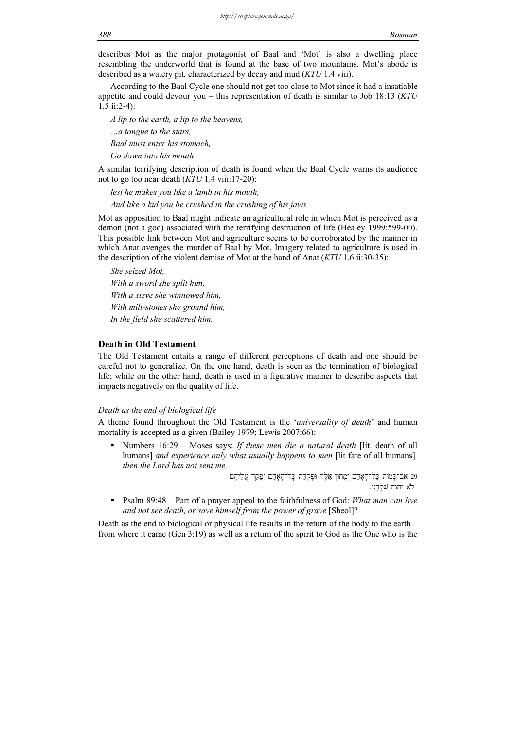describes Mot as the major protagonist of Baal and 'Mot' is also a dwelling place resembling the underworld that is found at the base of two mountains. Mot's abode is described as a watery pit, characterized by decay and mud (*KTU* 1.4 viii).

According to the Baal Cycle one should not get too close to Mot since it had a insatiable appetite and could devour you – this representation of death is similar to Job 18:13 (*KTU* 1.5 ii:2-4):

*A lip to the earth, a lip to the heavens,*

*…a tongue to the stars,*

*Baal must enter his stomach,*

*Go down into his mouth*

A similar terrifying description of death is found when the Baal Cycle warns its audience not to go too near death (*KTU* 1.4 viii:17-20):

*lest he makes you like a lamb in his mouth,*

*And like a kid you be crushed in the crushing of his jaws*

Mot as opposition to Baal might indicate an agricultural role in which Mot is perceived as a demon (not a god) associated with the terrifying destruction of life (Healey 1999:599-00). This possible link between Mot and agriculture seems to be corroborated by the manner in which Anat avenges the murder of Baal by Mot. Imagery related to agriculture is used in the description of the violent demise of Mot at the hand of Anat (*KTU* 1.6 ii:30-35):

*She seized Mot,*

*With a sword she split him,*

*With a sieve she winnowed him,*

*With mill-stones she ground him,*

*In the field she scattered him.*

## Death in Old Testament

The Old Testament entails a range of different perceptions of death and one should be careful not to generalize. On the one hand, death is seen as the termination of biological life; while on the other hand, death is used in a figurative manner to describe aspects that impacts negatively on the quality of life.

### *Death as the end of biological life*

A theme found throughout the Old Testament is the '*universality of death*' and human mortality is accepted as a given (Bailey 1979; Lewis 2007:66):

- Numbers 16:29 – Moses says: *If these men die a natural death* [lit. death of all humans] *and experience only what usually happens to men* [lit fate of all humans]*, then the Lord has not sent me.*

  29 אִם־כְּמוֹת כָּל־הָאָדָם יְמֻתוּן אֵלֶּה וּפְקֻדַּת כָּל־הָאָדָם יִפָּקֵד עֲלֵיהֶם לֹא יְהוָה שְׁלָחָנִי׃

- Psalm 89:48 – Part of a prayer appeal to the faithfulness of God: *What man can live and not see death, or save himself from the power of grave* [Sheol]?

Death as the end to biological or physical life results in the return of the body to the earth – from where it came (Gen 3:19) as well as a return of the spirit to God as the One who is the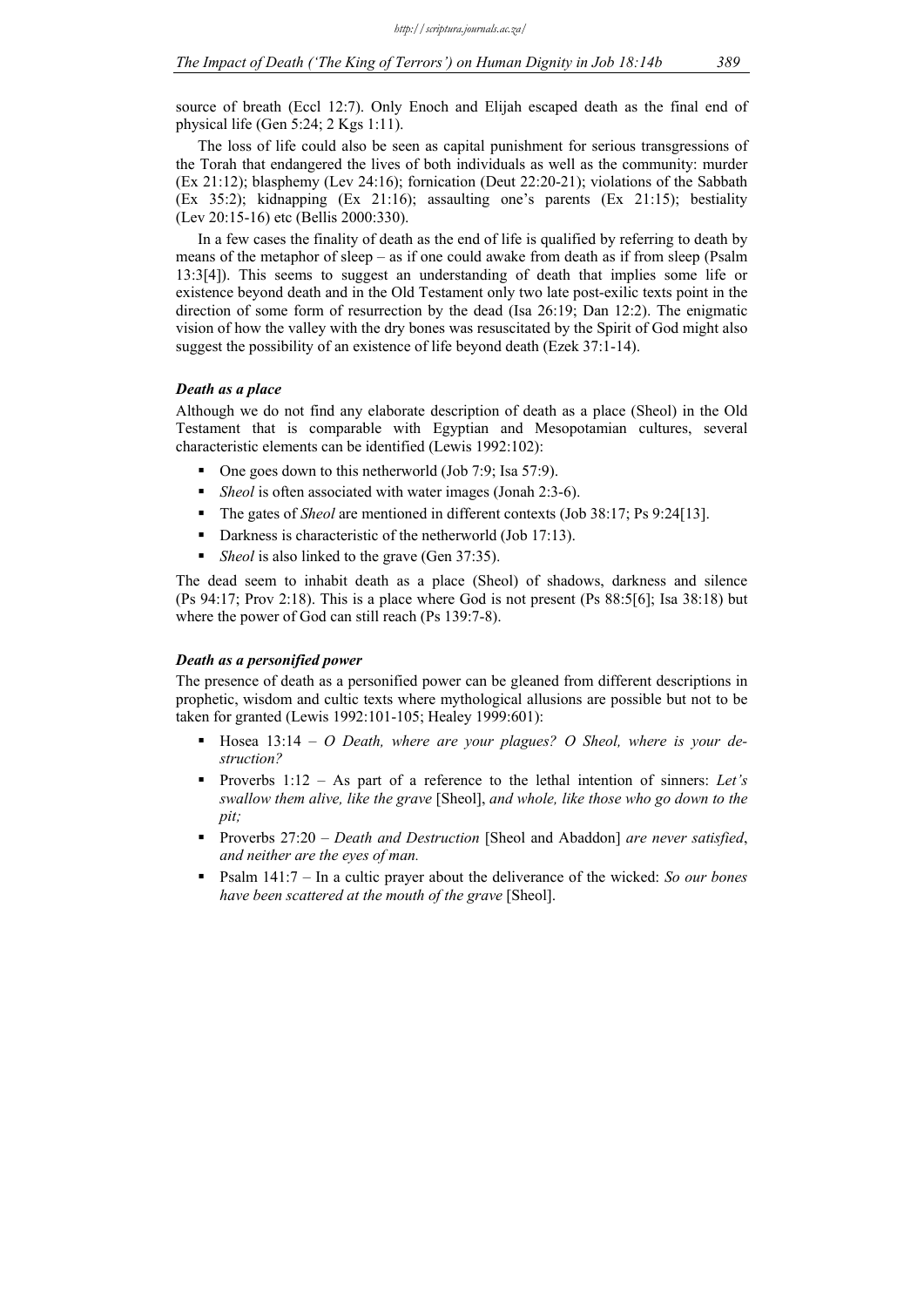source of breath (Eccl 12:7). Only Enoch and Elijah escaped death as the final end of physical life (Gen 5:24; 2 Kgs 1:11).

The loss of life could also be seen as capital punishment for serious transgressions of the Torah that endangered the lives of both individuals as well as the community: murder (Ex 21:12); blasphemy (Lev 24:16); fornication (Deut 22:20-21); violations of the Sabbath (Ex 35:2); kidnapping (Ex 21:16); assaulting one's parents (Ex 21:15); bestiality (Lev 20:15-16) etc (Bellis 2000:330).

In a few cases the finality of death as the end of life is qualified by referring to death by means of the metaphor of sleep – as if one could awake from death as if from sleep (Psalm 13:3[4]). This seems to suggest an understanding of death that implies some life or existence beyond death and in the Old Testament only two late post-exilic texts point in the direction of some form of resurrection by the dead (Isa 26:19; Dan 12:2). The enigmatic vision of how the valley with the dry bones was resuscitated by the Spirit of God might also suggest the possibility of an existence of life beyond death (Ezek 37:1-14).

### *Death as a place*

Although we do not find any elaborate description of death as a place (Sheol) in the Old Testament that is comparable with Egyptian and Mesopotamian cultures, several characteristic elements can be identified (Lewis 1992:102):

- One goes down to this netherworld (Job 7:9; Isa 57:9).
- *Sheol* is often associated with water images (Jonah 2:3-6).
- The gates of *Sheol* are mentioned in different contexts (Job 38:17; Ps 9:24[13].
- Darkness is characteristic of the netherworld (Job 17:13).
- *Sheol* is also linked to the grave (Gen 37:35).

The dead seem to inhabit death as a place (Sheol) of shadows, darkness and silence (Ps 94:17; Prov 2:18). This is a place where God is not present (Ps 88:5[6]; Isa 38:18) but where the power of God can still reach (Ps 139:7-8).

### *Death as a personified power*

The presence of death as a personified power can be gleaned from different descriptions in prophetic, wisdom and cultic texts where mythological allusions are possible but not to be taken for granted (Lewis 1992:101-105; Healey 1999:601):

- Hosea 13:14 – *O Death, where are your plagues? O Sheol, where is your destruction?*
- Proverbs 1:12 – As part of a reference to the lethal intention of sinners: *Let's swallow them alive, like the grave* [Sheol], *and whole, like those who go down to the pit;*
- Proverbs 27:20 – *Death and Destruction* [Sheol and Abaddon] *are never satisfied*, *and neither are the eyes of man.*
- Psalm 141:7 – In a cultic prayer about the deliverance of the wicked: *So our bones have been scattered at the mouth of the grave* [Sheol].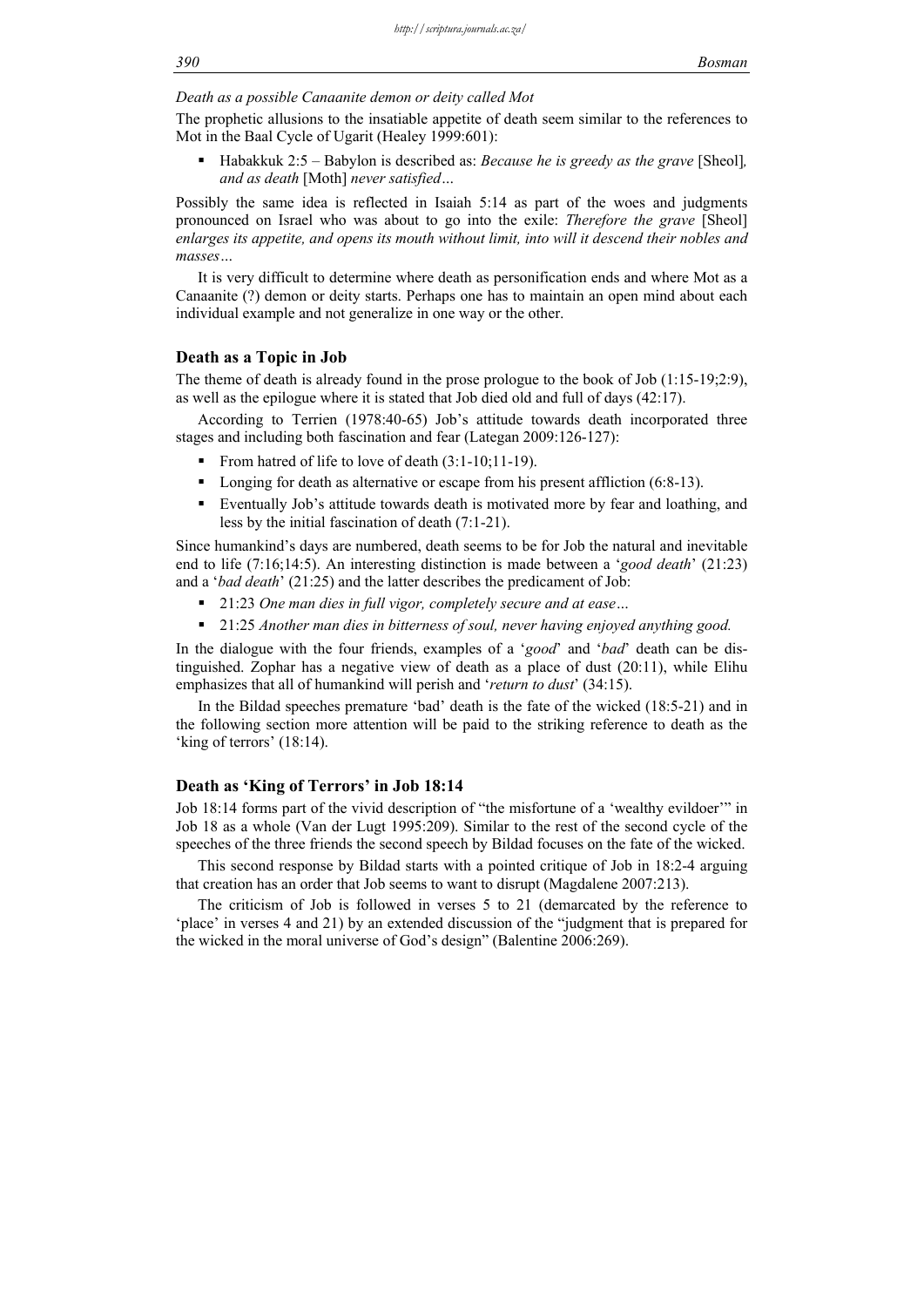*Death as a possible Canaanite demon or deity called Mot*

The prophetic allusions to the insatiable appetite of death seem similar to the references to Mot in the Baal Cycle of Ugarit (Healey 1999:601):

- Habakkuk 2:5 – Babylon is described as: *Because he is greedy as the grave* [Sheol]*, and as death* [Moth] *never satisfied…*

Possibly the same idea is reflected in Isaiah 5:14 as part of the woes and judgments pronounced on Israel who was about to go into the exile: *Therefore the grave* [Sheol] *enlarges its appetite, and opens its mouth without limit, into will it descend their nobles and masses…*

It is very difficult to determine where death as personification ends and where Mot as a Canaanite (?) demon or deity starts. Perhaps one has to maintain an open mind about each individual example and not generalize in one way or the other.

## Death as a Topic in Job

The theme of death is already found in the prose prologue to the book of Job (1:15-19;2:9), as well as the epilogue where it is stated that Job died old and full of days (42:17).

According to Terrien (1978:40-65) Job's attitude towards death incorporated three stages and including both fascination and fear (Lategan 2009:126-127):

- From hatred of life to love of death (3:1-10;11-19).
- Longing for death as alternative or escape from his present affliction (6:8-13).
- Eventually Job's attitude towards death is motivated more by fear and loathing, and less by the initial fascination of death (7:1-21).

Since humankind's days are numbered, death seems to be for Job the natural and inevitable end to life (7:16;14:5). An interesting distinction is made between a '*good death*' (21:23) and a '*bad death*' (21:25) and the latter describes the predicament of Job:

- 21:23 *One man dies in full vigor, completely secure and at ease…*
- 21:25 *Another man dies in bitterness of soul, never having enjoyed anything good.*

In the dialogue with the four friends, examples of a '*good*' and '*bad*' death can be distinguished. Zophar has a negative view of death as a place of dust (20:11), while Elihu emphasizes that all of humankind will perish and '*return to dust*' (34:15).

In the Bildad speeches premature 'bad' death is the fate of the wicked (18:5-21) and in the following section more attention will be paid to the striking reference to death as the 'king of terrors' (18:14).

## Death as 'King of Terrors' in Job 18:14

Job 18:14 forms part of the vivid description of "the misfortune of a 'wealthy evildoer'" in Job 18 as a whole (Van der Lugt 1995:209). Similar to the rest of the second cycle of the speeches of the three friends the second speech by Bildad focuses on the fate of the wicked.

This second response by Bildad starts with a pointed critique of Job in 18:2-4 arguing that creation has an order that Job seems to want to disrupt (Magdalene 2007:213).

The criticism of Job is followed in verses 5 to 21 (demarcated by the reference to 'place' in verses 4 and 21) by an extended discussion of the "judgment that is prepared for the wicked in the moral universe of God's design" (Balentine 2006:269).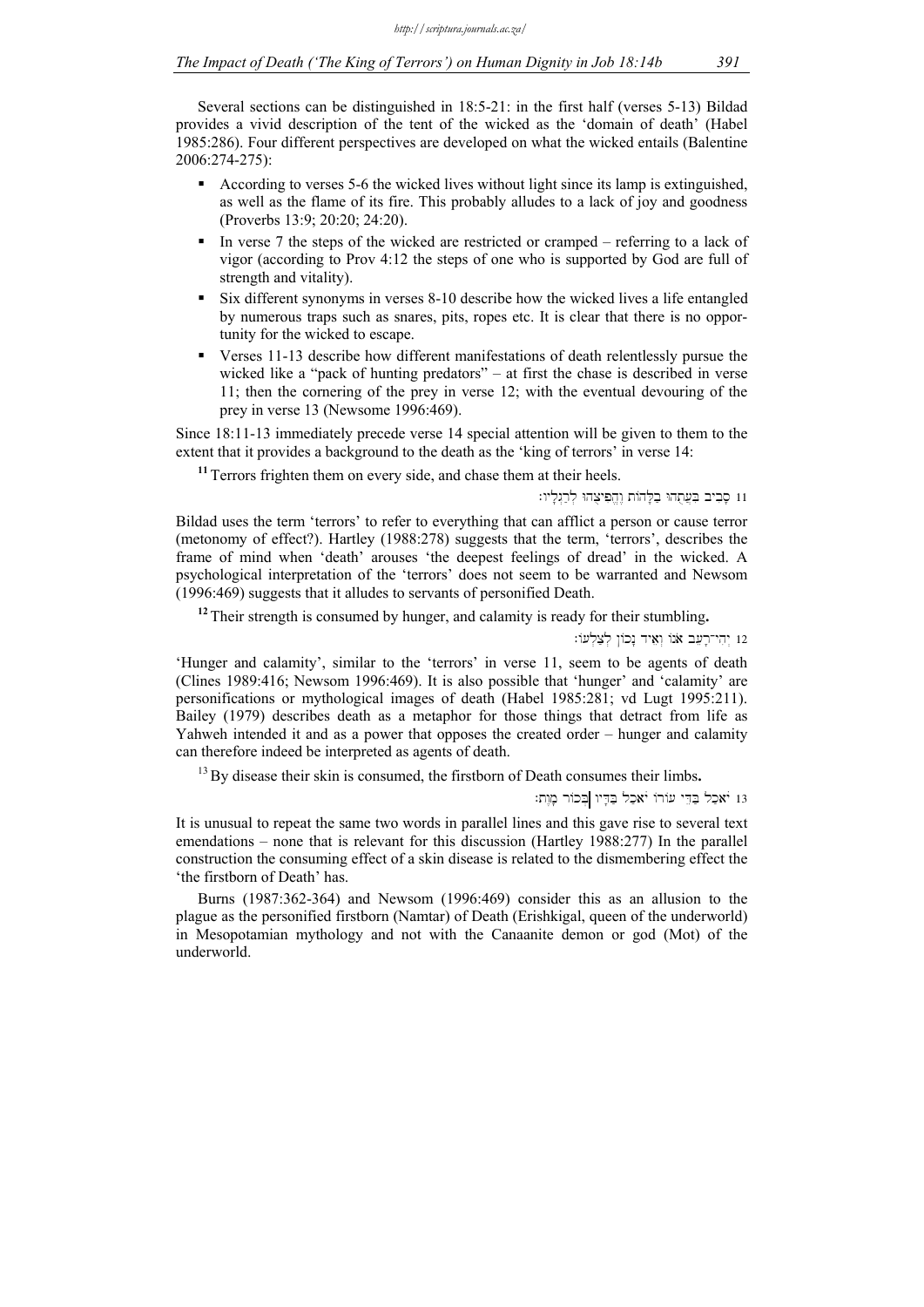Several sections can be distinguished in 18:5-21: in the first half (verses 5-13) Bildad provides a vivid description of the tent of the wicked as the 'domain of death' (Habel 1985:286). Four different perspectives are developed on what the wicked entails (Balentine 2006:274-275):

- According to verses 5-6 the wicked lives without light since its lamp is extinguished, as well as the flame of its fire. This probably alludes to a lack of joy and goodness (Proverbs 13:9; 20:20; 24:20).
- In verse 7 the steps of the wicked are restricted or cramped – referring to a lack of vigor (according to Prov 4:12 the steps of one who is supported by God are full of strength and vitality).
- Six different synonyms in verses 8-10 describe how the wicked lives a life entangled by numerous traps such as snares, pits, ropes etc. It is clear that there is no opportunity for the wicked to escape.
- Verses 11-13 describe how different manifestations of death relentlessly pursue the wicked like a "pack of hunting predators" – at first the chase is described in verse 11; then the cornering of the prey in verse 12; with the eventual devouring of the prey in verse 13 (Newsome 1996:469).

Since 18:11-13 immediately precede verse 14 special attention will be given to them to the extent that it provides a background to the death as the 'king of terrors' in verse 14:

> **11** Terrors frighten them on every side, and chase them at their heels.
>
> 11 סָבִיב בִּעֲתֻהוּ בַלָּהוֹת וֶהֱפִיצֻהוּ לְרַגְלָיו׃

Bildad uses the term 'terrors' to refer to everything that can afflict a person or cause terror (metonomy of effect?). Hartley (1988:278) suggests that the term, 'terrors', describes the frame of mind when 'death' arouses 'the deepest feelings of dread' in the wicked. A psychological interpretation of the 'terrors' does not seem to be warranted and Newsom (1996:469) suggests that it alludes to servants of personified Death.

> **12** Their strength is consumed by hunger, and calamity is ready for their stumbling**.**
>
> 12 יְהִי־רָעֵב אֹנוֹ וְאֵיד נָכוֹן לְצַלְעוֹ׃

'Hunger and calamity', similar to the 'terrors' in verse 11, seem to be agents of death (Clines 1989:416; Newsom 1996:469). It is also possible that 'hunger' and 'calamity' are personifications or mythological images of death (Habel 1985:281; vd Lugt 1995:211). Bailey (1979) describes death as a metaphor for those things that detract from life as Yahweh intended it and as a power that opposes the created order – hunger and calamity can therefore indeed be interpreted as agents of death.

> **13** By disease their skin is consumed, the firstborn of Death consumes their limbs**.**
>
> 13 יֹאכַל בַּדֵּי עוֹרוֹ יֹאכַל בַּדָּיו בְּכוֹר מָוֶת׃

It is unusual to repeat the same two words in parallel lines and this gave rise to several text emendations – none that is relevant for this discussion (Hartley 1988:277) In the parallel construction the consuming effect of a skin disease is related to the dismembering effect the 'the firstborn of Death' has.

Burns (1987:362-364) and Newsom (1996:469) consider this as an allusion to the plague as the personified firstborn (Namtar) of Death (Erishkigal, queen of the underworld) in Mesopotamian mythology and not with the Canaanite demon or god (Mot) of the underworld.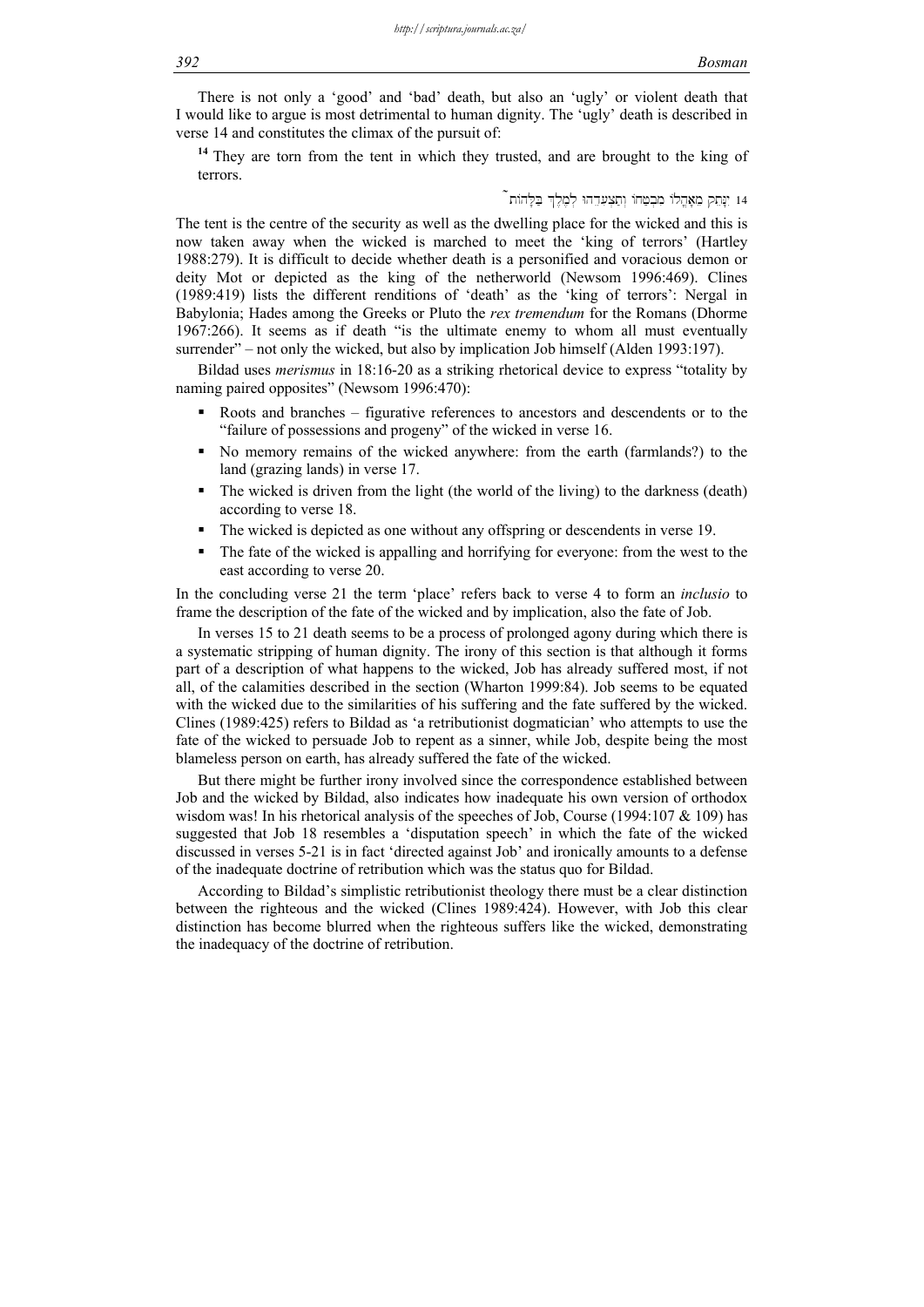There is not only a 'good' and 'bad' death, but also an 'ugly' or violent death that I would like to argue is most detrimental to human dignity. The 'ugly' death is described in verse 14 and constitutes the climax of the pursuit of:

> **14** They are torn from the tent in which they trusted, and are brought to the king of terrors.
>
> 14 יִנָּתֵק מֵאָהֳלוֹ מִבְטַחוֹ וְתַצְעִדֵהוּ לְמֶלֶךְ בַּלָּהוֹת

The tent is the centre of the security as well as the dwelling place for the wicked and this is now taken away when the wicked is marched to meet the 'king of terrors' (Hartley 1988:279). It is difficult to decide whether death is a personified and voracious demon or deity Mot or depicted as the king of the netherworld (Newsom 1996:469). Clines (1989:419) lists the different renditions of 'death' as the 'king of terrors': Nergal in Babylonia; Hades among the Greeks or Pluto the *rex tremendum* for the Romans (Dhorme 1967:266). It seems as if death "is the ultimate enemy to whom all must eventually surrender" – not only the wicked, but also by implication Job himself (Alden 1993:197).

Bildad uses *merismus* in 18:16-20 as a striking rhetorical device to express "totality by naming paired opposites" (Newsom 1996:470):

- Roots and branches – figurative references to ancestors and descendents or to the "failure of possessions and progeny" of the wicked in verse 16.
- No memory remains of the wicked anywhere: from the earth (farmlands?) to the land (grazing lands) in verse 17.
- The wicked is driven from the light (the world of the living) to the darkness (death) according to verse 18.
- The wicked is depicted as one without any offspring or descendents in verse 19.
- The fate of the wicked is appalling and horrifying for everyone: from the west to the east according to verse 20.

In the concluding verse 21 the term 'place' refers back to verse 4 to form an *inclusio* to frame the description of the fate of the wicked and by implication, also the fate of Job.

In verses 15 to 21 death seems to be a process of prolonged agony during which there is a systematic stripping of human dignity. The irony of this section is that although it forms part of a description of what happens to the wicked, Job has already suffered most, if not all, of the calamities described in the section (Wharton 1999:84). Job seems to be equated with the wicked due to the similarities of his suffering and the fate suffered by the wicked. Clines (1989:425) refers to Bildad as 'a retributionist dogmatician' who attempts to use the fate of the wicked to persuade Job to repent as a sinner, while Job, despite being the most blameless person on earth, has already suffered the fate of the wicked.

But there might be further irony involved since the correspondence established between Job and the wicked by Bildad, also indicates how inadequate his own version of orthodox wisdom was! In his rhetorical analysis of the speeches of Job, Course (1994:107 & 109) has suggested that Job 18 resembles a 'disputation speech' in which the fate of the wicked discussed in verses 5-21 is in fact 'directed against Job' and ironically amounts to a defense of the inadequate doctrine of retribution which was the status quo for Bildad.

According to Bildad's simplistic retributionist theology there must be a clear distinction between the righteous and the wicked (Clines 1989:424). However, with Job this clear distinction has become blurred when the righteous suffers like the wicked, demonstrating the inadequacy of the doctrine of retribution.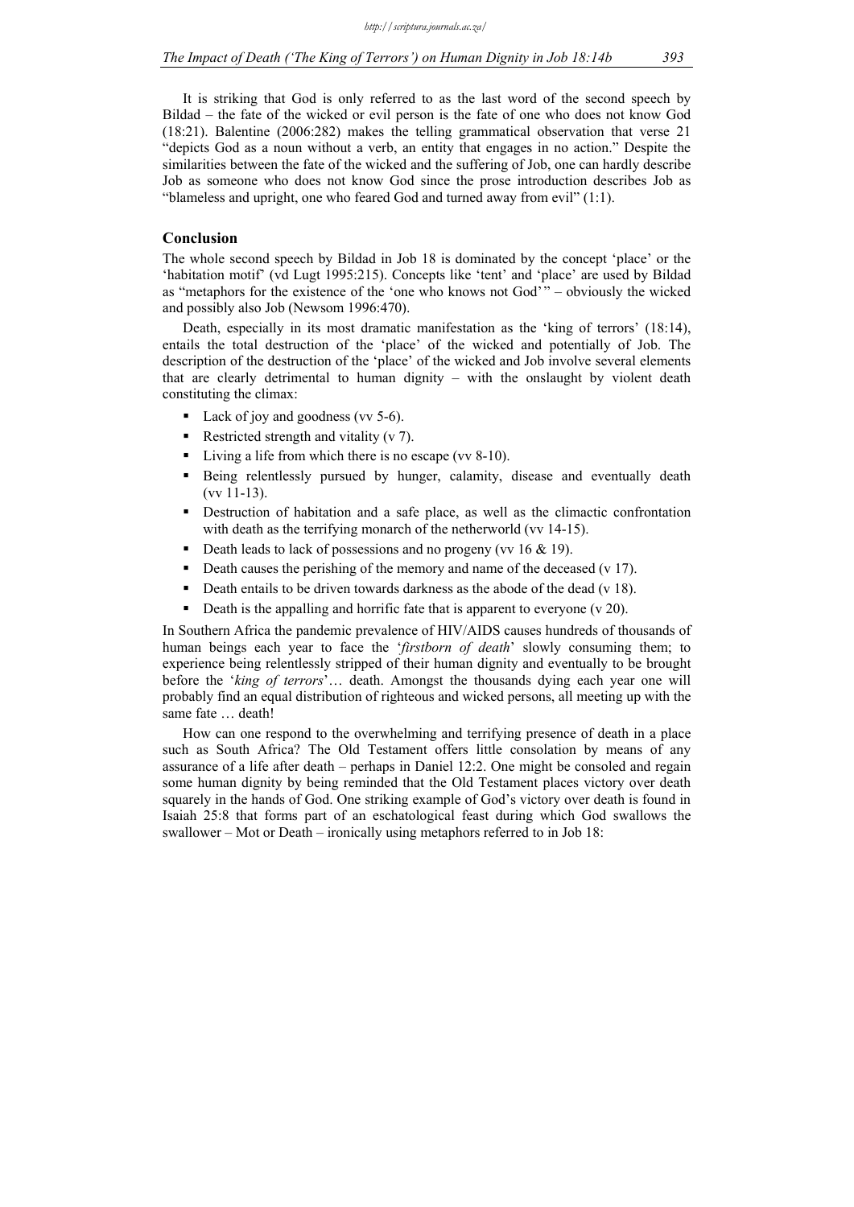It is striking that God is only referred to as the last word of the second speech by Bildad – the fate of the wicked or evil person is the fate of one who does not know God (18:21). Balentine (2006:282) makes the telling grammatical observation that verse 21 "depicts God as a noun without a verb, an entity that engages in no action." Despite the similarities between the fate of the wicked and the suffering of Job, one can hardly describe Job as someone who does not know God since the prose introduction describes Job as "blameless and upright, one who feared God and turned away from evil" (1:1).

## Conclusion

The whole second speech by Bildad in Job 18 is dominated by the concept 'place' or the 'habitation motif' (vd Lugt 1995:215). Concepts like 'tent' and 'place' are used by Bildad as "metaphors for the existence of the 'one who knows not God'" – obviously the wicked and possibly also Job (Newsom 1996:470).

Death, especially in its most dramatic manifestation as the 'king of terrors' (18:14), entails the total destruction of the 'place' of the wicked and potentially of Job. The description of the destruction of the 'place' of the wicked and Job involve several elements that are clearly detrimental to human dignity – with the onslaught by violent death constituting the climax:

- Lack of joy and goodness (vv 5-6).
- Restricted strength and vitality (v 7).
- Living a life from which there is no escape (vv 8-10).
- Being relentlessly pursued by hunger, calamity, disease and eventually death (vv 11-13).
- Destruction of habitation and a safe place, as well as the climactic confrontation with death as the terrifying monarch of the netherworld (vv 14-15).
- Death leads to lack of possessions and no progeny (vv 16 & 19).
- Death causes the perishing of the memory and name of the deceased (v 17).
- Death entails to be driven towards darkness as the abode of the dead (v 18).
- Death is the appalling and horrific fate that is apparent to everyone (v 20).

In Southern Africa the pandemic prevalence of HIV/AIDS causes hundreds of thousands of human beings each year to face the '*firstborn of death*' slowly consuming them; to experience being relentlessly stripped of their human dignity and eventually to be brought before the '*king of terrors*'… death. Amongst the thousands dying each year one will probably find an equal distribution of righteous and wicked persons, all meeting up with the same fate … death!

How can one respond to the overwhelming and terrifying presence of death in a place such as South Africa? The Old Testament offers little consolation by means of any assurance of a life after death – perhaps in Daniel 12:2. One might be consoled and regain some human dignity by being reminded that the Old Testament places victory over death squarely in the hands of God. One striking example of God's victory over death is found in Isaiah 25:8 that forms part of an eschatological feast during which God swallows the swallower – Mot or Death – ironically using metaphors referred to in Job 18: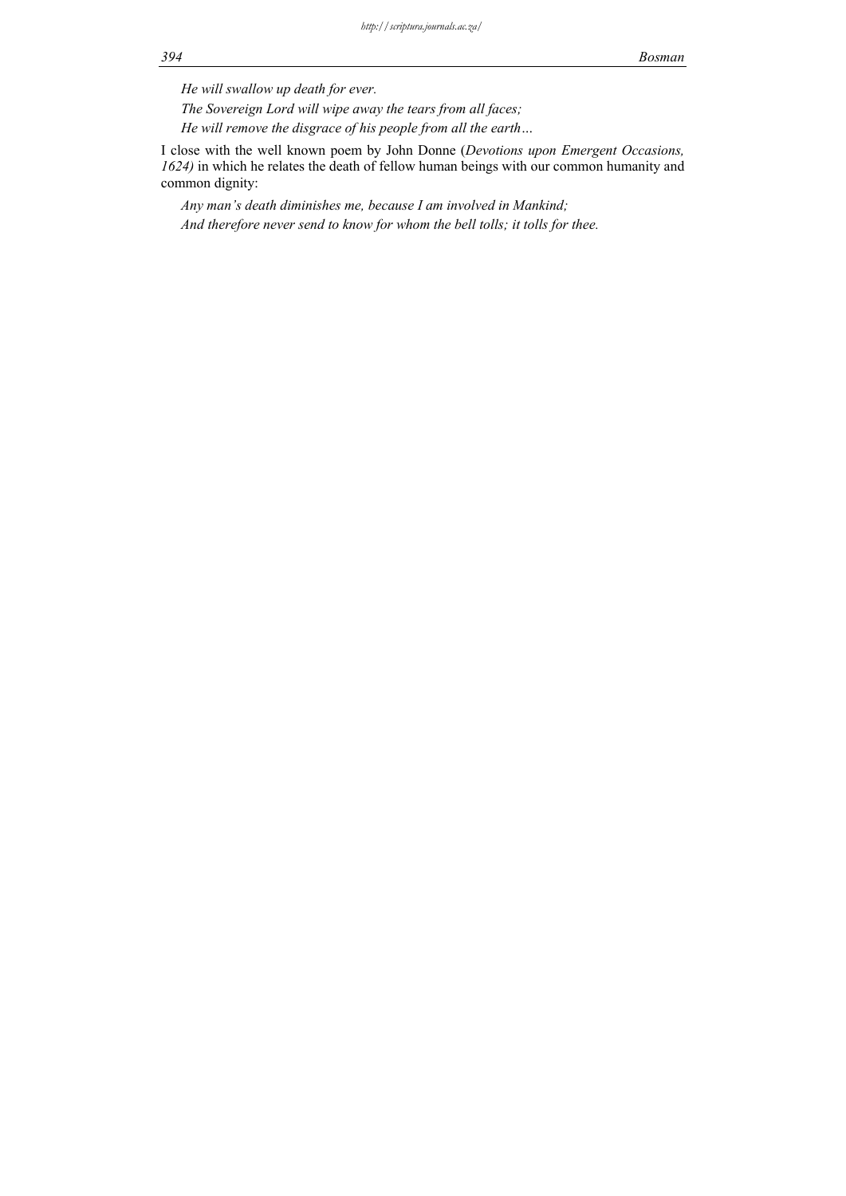*He will swallow up death for ever.*

*The Sovereign Lord will wipe away the tears from all faces;*

*He will remove the disgrace of his people from all the earth…*

I close with the well known poem by John Donne (*Devotions upon Emergent Occasions, 1624)* in which he relates the death of fellow human beings with our common humanity and common dignity:

*Any man's death diminishes me, because I am involved in Mankind;*

*And therefore never send to know for whom the bell tolls; it tolls for thee.*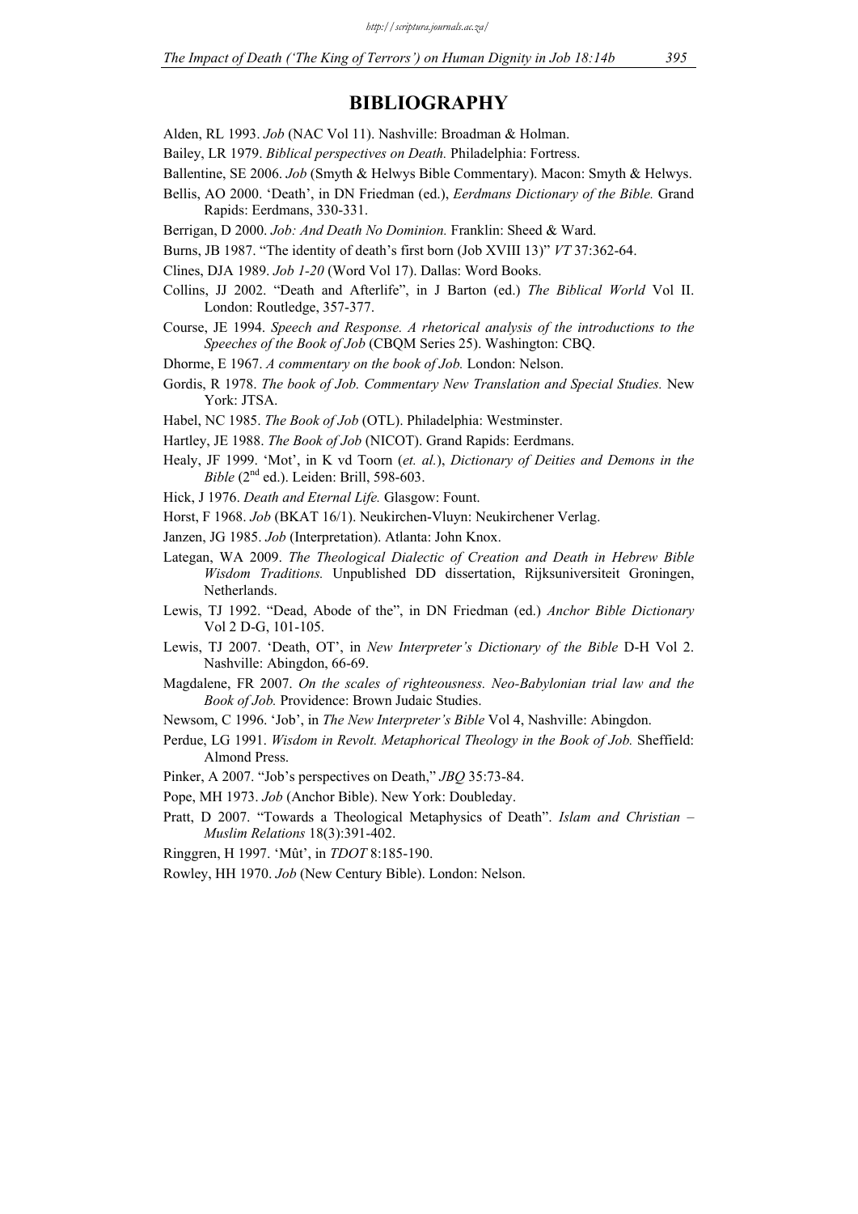## BIBLIOGRAPHY

Alden, RL 1993. *Job* (NAC Vol 11). Nashville: Broadman & Holman.

Bailey, LR 1979. *Biblical perspectives on Death.* Philadelphia: Fortress.

Ballentine, SE 2006. *Job* (Smyth & Helwys Bible Commentary). Macon: Smyth & Helwys.

Bellis, AO 2000. 'Death', in DN Friedman (ed.), *Eerdmans Dictionary of the Bible.* Grand Rapids: Eerdmans, 330-331.

Berrigan, D 2000. *Job: And Death No Dominion.* Franklin: Sheed & Ward.

Burns, JB 1987. "The identity of death's first born (Job XVIII 13)" *VT* 37:362-64.

Clines, DJA 1989. *Job 1-20* (Word Vol 17). Dallas: Word Books.

Collins, JJ 2002. "Death and Afterlife", in J Barton (ed.) *The Biblical World* Vol II. London: Routledge, 357-377.

Course, JE 1994. *Speech and Response. A rhetorical analysis of the introductions to the Speeches of the Book of Job* (CBQM Series 25). Washington: CBQ.

Dhorme, E 1967. *A commentary on the book of Job.* London: Nelson.

Gordis, R 1978. *The book of Job. Commentary New Translation and Special Studies.* New York: JTSA.

Habel, NC 1985. *The Book of Job* (OTL). Philadelphia: Westminster.

Hartley, JE 1988. *The Book of Job* (NICOT). Grand Rapids: Eerdmans.

Healy, JF 1999. 'Mot', in K vd Toorn (*et. al.*), *Dictionary of Deities and Demons in the Bible* (2nd ed.). Leiden: Brill, 598-603.

Hick, J 1976. *Death and Eternal Life.* Glasgow: Fount.

Horst, F 1968. *Job* (BKAT 16/1). Neukirchen-Vluyn: Neukirchener Verlag.

Janzen, JG 1985. *Job* (Interpretation). Atlanta: John Knox.

Lategan, WA 2009. *The Theological Dialectic of Creation and Death in Hebrew Bible Wisdom Traditions.* Unpublished DD dissertation, Rijksuniversiteit Groningen, Netherlands.

Lewis, TJ 1992. "Dead, Abode of the", in DN Friedman (ed.) *Anchor Bible Dictionary* Vol 2 D-G, 101-105.

Lewis, TJ 2007. 'Death, OT', in *New Interpreter's Dictionary of the Bible* D-H Vol 2. Nashville: Abingdon, 66-69.

Magdalene, FR 2007. *On the scales of righteousness. Neo-Babylonian trial law and the Book of Job.* Providence: Brown Judaic Studies.

Newsom, C 1996. 'Job', in *The New Interpreter's Bible* Vol 4, Nashville: Abingdon.

Perdue, LG 1991. *Wisdom in Revolt. Metaphorical Theology in the Book of Job.* Sheffield: Almond Press.

Pinker, A 2007. "Job's perspectives on Death," *JBQ* 35:73-84.

Pope, MH 1973. *Job* (Anchor Bible). New York: Doubleday.

Pratt, D 2007. "Towards a Theological Metaphysics of Death". *Islam and Christian – Muslim Relations* 18(3):391-402.

Ringgren, H 1997. 'Mût', in *TDOT* 8:185-190.

Rowley, HH 1970. *Job* (New Century Bible). London: Nelson.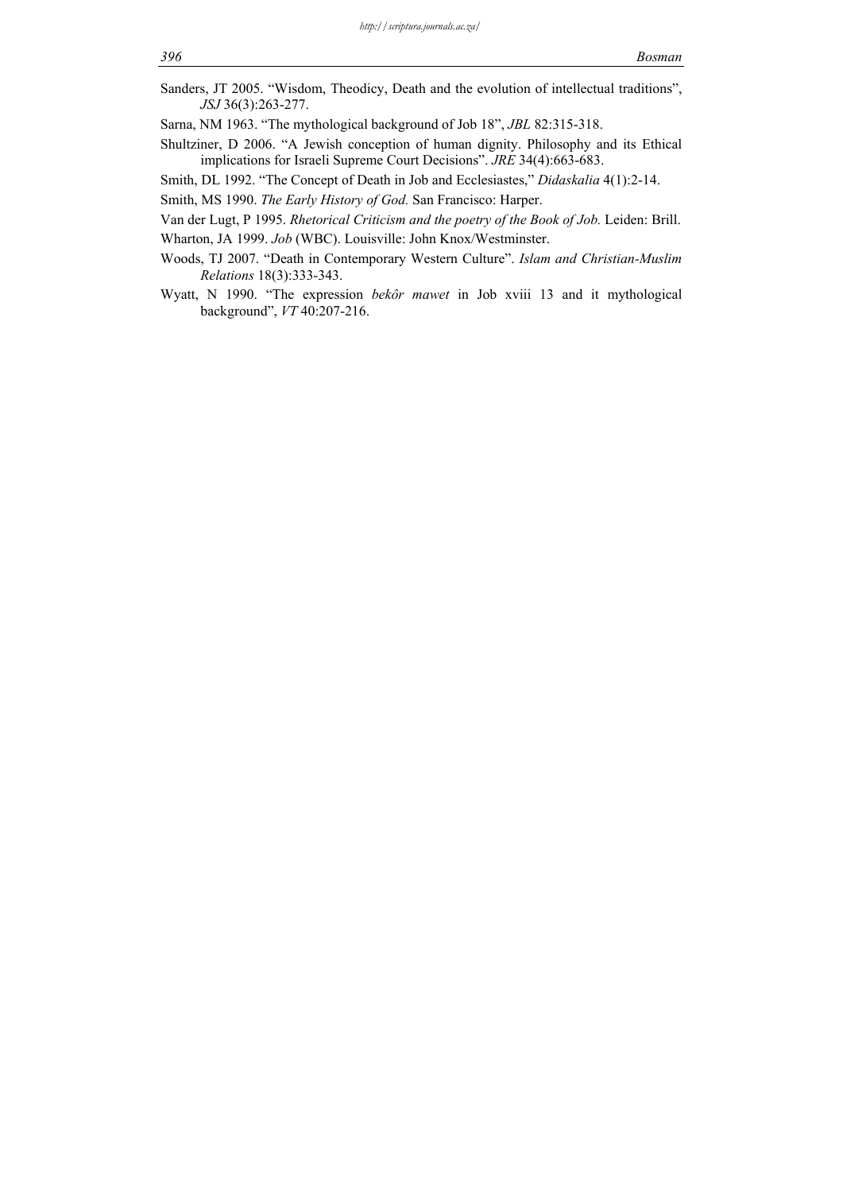Sanders, JT 2005. "Wisdom, Theodicy, Death and the evolution of intellectual traditions", *JSJ* 36(3):263-277.

Sarna, NM 1963. "The mythological background of Job 18", *JBL* 82:315-318.

Shultziner, D 2006. "A Jewish conception of human dignity. Philosophy and its Ethical implications for Israeli Supreme Court Decisions". *JRE* 34(4):663-683.

Smith, DL 1992. "The Concept of Death in Job and Ecclesiastes," *Didaskalia* 4(1):2-14.

Smith, MS 1990. *The Early History of God.* San Francisco: Harper.

Van der Lugt, P 1995. *Rhetorical Criticism and the poetry of the Book of Job.* Leiden: Brill.

Wharton, JA 1999. *Job* (WBC). Louisville: John Knox/Westminster.

Woods, TJ 2007. "Death in Contemporary Western Culture". *Islam and Christian-Muslim Relations* 18(3):333-343.

Wyatt, N 1990. "The expression *bekôr mawet* in Job xviii 13 and it mythological background", *VT* 40:207-216.